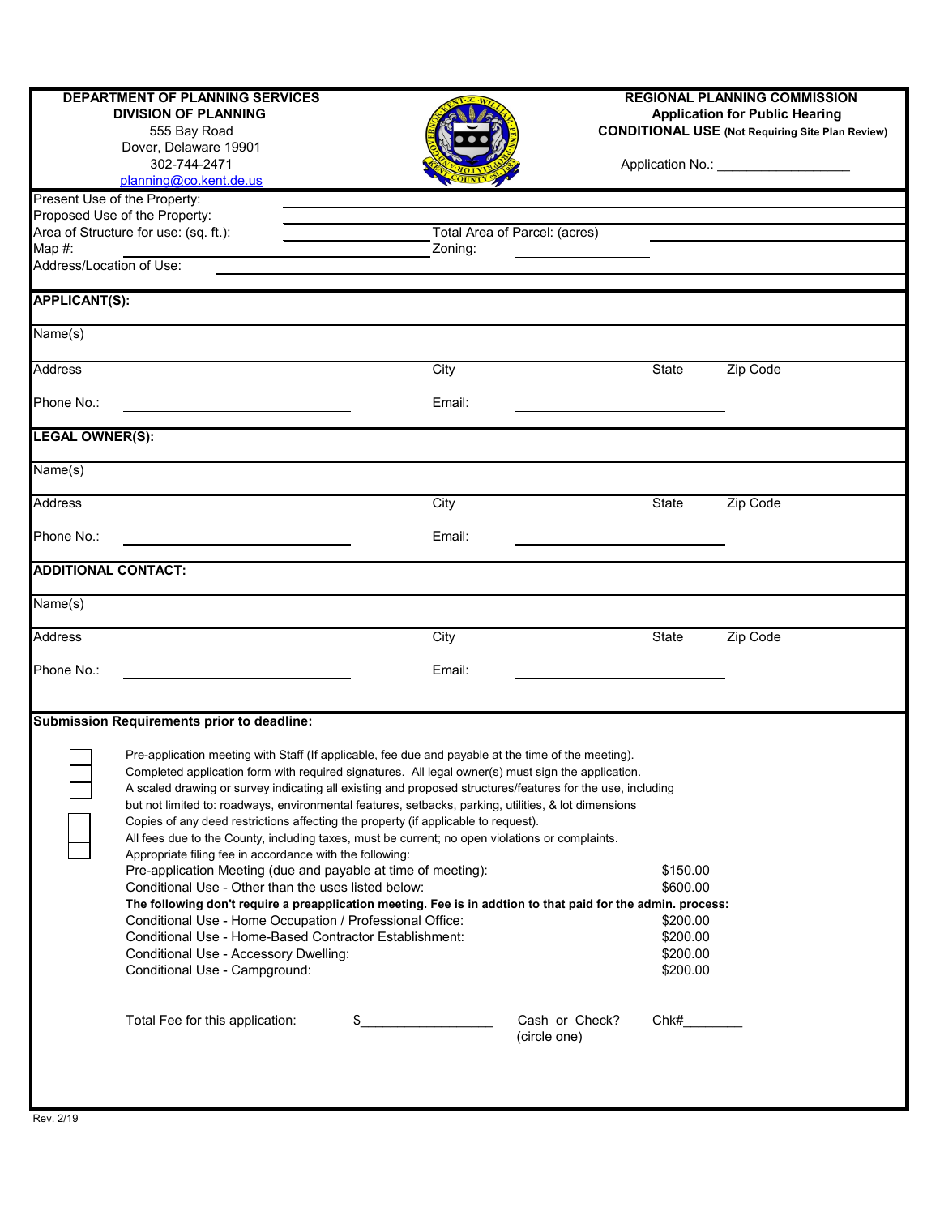**DEPARTMENT OF PLANNING SERVICES**
**DIVISION OF PLANNING**
555 Bay Road
Dover, Delaware 19901
302-744-2471
planning@co.kent.de.us

**REGIONAL PLANNING COMMISSION**
**Application for Public Hearing**
**CONDITIONAL USE** **(Not Requiring Site Plan Review)**

Application No.: ___________________

Present Use of the Property: ___________________

Proposed Use of the Property: ___________________

Area of Structure for use: (sq. ft.): ___________________ Total Area of Parcel: (acres) ___________________

Map #: ___________________ Zoning: ___________________

Address/Location of Use: ___________________

**APPLICANT(S):**

Name(s)

| Address | City | State | Zip Code |
|---|---|---|---|

Phone No.: ___________________ Email: ___________________

**LEGAL OWNER(S):**

Name(s)

| Address | City | State | Zip Code |
|---|---|---|---|

Phone No.: ___________________ Email: ___________________

**ADDITIONAL CONTACT:**

Name(s)

| Address | City | State | Zip Code |
|---|---|---|---|

Phone No.: ___________________ Email: ___________________

**Submission Requirements prior to deadline:**

- ☐ Pre-application meeting with Staff (If applicable, fee due and payable at the time of the meeting).
- ☐ Completed application form with required signatures. All legal owner(s) must sign the application.
- ☐ A scaled drawing or survey indicating all existing and proposed structures/features for the use, including but not limited to: roadways, environmental features, setbacks, parking, utilities, & lot dimensions
- ☐ Copies of any deed restrictions affecting the property (if applicable to request).
- ☐ All fees due to the County, including taxes, must be current; no open violations or complaints.
- ☐ Appropriate filing fee in accordance with the following:

| | |
|---|---|
| Pre-application Meeting (due and payable at time of meeting): | $150.00 |
| Conditional Use - Other than the uses listed below: | $600.00 |
| **The following don't require a preapplication meeting. Fee is in addtion to that paid for the admin. process:** | |
| Conditional Use - Home Occupation / Professional Office: | $200.00 |
| Conditional Use - Home-Based Contractor Establishment: | $200.00 |
| Conditional Use - Accessory Dwelling: | $200.00 |
| Conditional Use - Campground: | $200.00 |

Total Fee for this application: $___________________ Cash or Check? (circle one) Chk#________

Rev. 2/19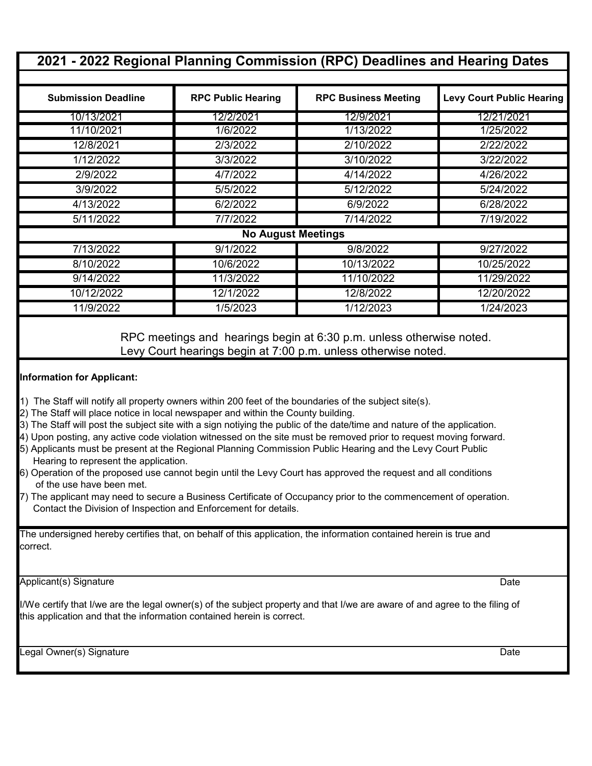# 2021 - 2022 Regional Planning Commission (RPC) Deadlines and Hearing Dates

| Submission Deadline | RPC Public Hearing | RPC Business Meeting | Levy Court Public Hearing |
|---|---|---|---|
| 10/13/2021 | 12/2/2021 | 12/9/2021 | 12/21/2021 |
| 11/10/2021 | 1/6/2022 | 1/13/2022 | 1/25/2022 |
| 12/8/2021 | 2/3/2022 | 2/10/2022 | 2/22/2022 |
| 1/12/2022 | 3/3/2022 | 3/10/2022 | 3/22/2022 |
| 2/9/2022 | 4/7/2022 | 4/14/2022 | 4/26/2022 |
| 3/9/2022 | 5/5/2022 | 5/12/2022 | 5/24/2022 |
| 4/13/2022 | 6/2/2022 | 6/9/2022 | 6/28/2022 |
| 5/11/2022 | 7/7/2022 | 7/14/2022 | 7/19/2022 |
| **No August Meetings** | | | |
| 7/13/2022 | 9/1/2022 | 9/8/2022 | 9/27/2022 |
| 8/10/2022 | 10/6/2022 | 10/13/2022 | 10/25/2022 |
| 9/14/2022 | 11/3/2022 | 11/10/2022 | 11/29/2022 |
| 10/12/2022 | 12/1/2022 | 12/8/2022 | 12/20/2022 |
| 11/9/2022 | 1/5/2023 | 1/12/2023 | 1/24/2023 |

RPC meetings and hearings begin at 6:30 p.m. unless otherwise noted.
Levy Court hearings begin at 7:00 p.m. unless otherwise noted.

**Information for Applicant:**

1) The Staff will notify all property owners within 200 feet of the boundaries of the subject site(s).
2) The Staff will place notice in local newspaper and within the County building.
3) The Staff will post the subject site with a sign notiying the public of the date/time and nature of the application.
4) Upon posting, any active code violation witnessed on the site must be removed prior to request moving forward.
5) Applicants must be present at the Regional Planning Commission Public Hearing and the Levy Court Public Hearing to represent the application.
6) Operation of the proposed use cannot begin until the Levy Court has approved the request and all conditions of the use have been met.
7) The applicant may need to secure a Business Certificate of Occupancy prior to the commencement of operation. Contact the Division of Inspection and Enforcement for details.

The undersigned hereby certifies that, on behalf of this application, the information contained herein is true and correct.

Applicant(s) Signature Date

I/We certify that I/we are the legal owner(s) of the subject property and that I/we are aware of and agree to the filing of this application and that the information contained herein is correct.

Legal Owner(s) Signature Date